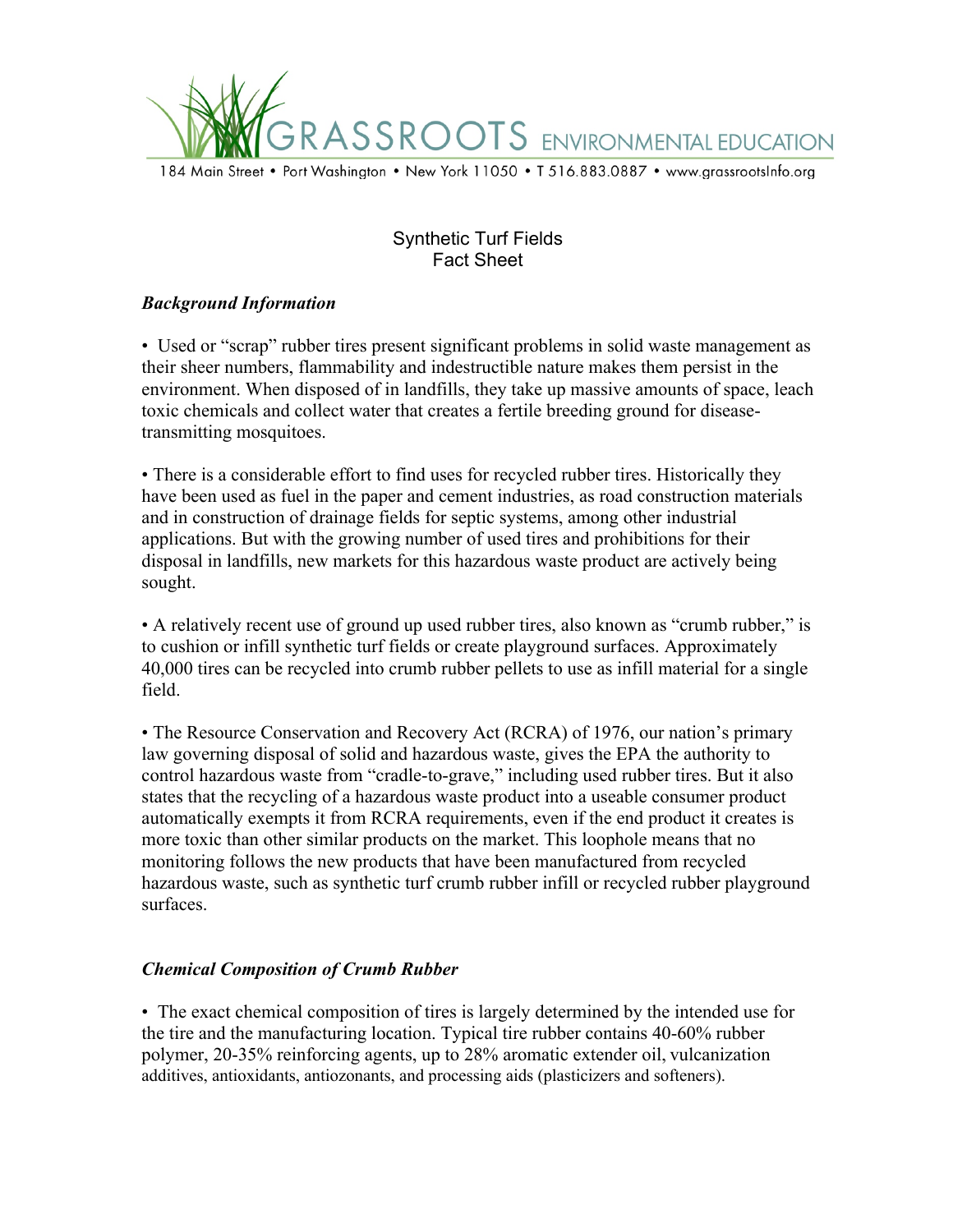GRASSROOTS ENVIRONMENTAL EDUCATION

184 Main Street • Port Washington • New York 11050 • T 516.883.0887 • www.grassrootsInfo.org

# Synthetic Turf Fields
# Fact Sheet

## *Background Information*

• Used or "scrap" rubber tires present significant problems in solid waste management as their sheer numbers, flammability and indestructible nature makes them persist in the environment. When disposed of in landfills, they take up massive amounts of space, leach toxic chemicals and collect water that creates a fertile breeding ground for disease-transmitting mosquitoes.

• There is a considerable effort to find uses for recycled rubber tires. Historically they have been used as fuel in the paper and cement industries, as road construction materials and in construction of drainage fields for septic systems, among other industrial applications. But with the growing number of used tires and prohibitions for their disposal in landfills, new markets for this hazardous waste product are actively being sought.

• A relatively recent use of ground up used rubber tires, also known as "crumb rubber," is to cushion or infill synthetic turf fields or create playground surfaces. Approximately 40,000 tires can be recycled into crumb rubber pellets to use as infill material for a single field.

• The Resource Conservation and Recovery Act (RCRA) of 1976, our nation's primary law governing disposal of solid and hazardous waste, gives the EPA the authority to control hazardous waste from "cradle-to-grave," including used rubber tires. But it also states that the recycling of a hazardous waste product into a useable consumer product automatically exempts it from RCRA requirements, even if the end product it creates is more toxic than other similar products on the market. This loophole means that no monitoring follows the new products that have been manufactured from recycled hazardous waste, such as synthetic turf crumb rubber infill or recycled rubber playground surfaces.

## *Chemical Composition of Crumb Rubber*

• The exact chemical composition of tires is largely determined by the intended use for the tire and the manufacturing location. Typical tire rubber contains 40-60% rubber polymer, 20-35% reinforcing agents, up to 28% aromatic extender oil, vulcanization additives, antioxidants, antiozonants, and processing aids (plasticizers and softeners).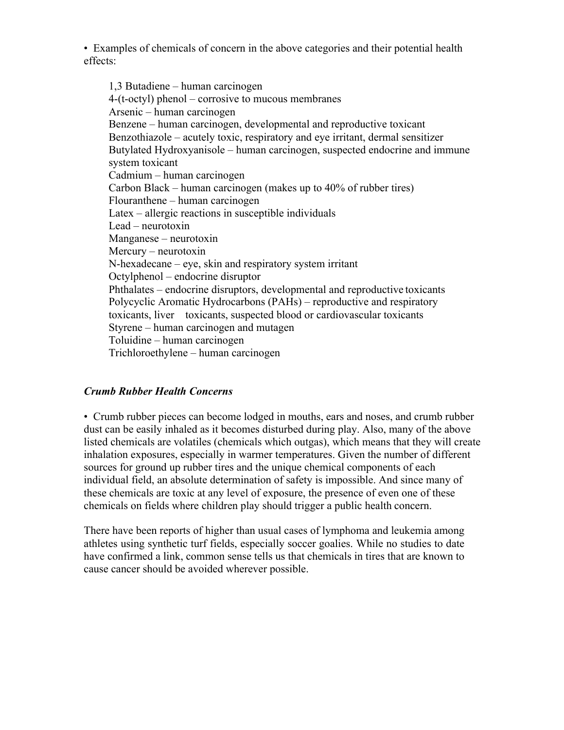- Examples of chemicals of concern in the above categories and their potential health effects:

  1,3 Butadiene – human carcinogen
  4-(t-octyl) phenol – corrosive to mucous membranes
  Arsenic – human carcinogen
  Benzene – human carcinogen, developmental and reproductive toxicant
  Benzothiazole – acutely toxic, respiratory and eye irritant, dermal sensitizer
  Butylated Hydroxyanisole – human carcinogen, suspected endocrine and immune system toxicant
  Cadmium – human carcinogen
  Carbon Black – human carcinogen (makes up to 40% of rubber tires)
  Flouranthene – human carcinogen
  Latex – allergic reactions in susceptible individuals
  Lead – neurotoxin
  Manganese – neurotoxin
  Mercury – neurotoxin
  N-hexadecane – eye, skin and respiratory system irritant
  Octylphenol – endocrine disruptor
  Phthalates – endocrine disruptors, developmental and reproductive toxicants
  Polycyclic Aromatic Hydrocarbons (PAHs) – reproductive and respiratory toxicants, liver toxicants, suspected blood or cardiovascular toxicants
  Styrene – human carcinogen and mutagen
  Toluidine – human carcinogen
  Trichloroethylene – human carcinogen

***Crumb Rubber Health Concerns***

- Crumb rubber pieces can become lodged in mouths, ears and noses, and crumb rubber dust can be easily inhaled as it becomes disturbed during play. Also, many of the above listed chemicals are volatiles (chemicals which outgas), which means that they will create inhalation exposures, especially in warmer temperatures. Given the number of different sources for ground up rubber tires and the unique chemical components of each individual field, an absolute determination of safety is impossible. And since many of these chemicals are toxic at any level of exposure, the presence of even one of these chemicals on fields where children play should trigger a public health concern.

There have been reports of higher than usual cases of lymphoma and leukemia among athletes using synthetic turf fields, especially soccer goalies. While no studies to date have confirmed a link, common sense tells us that chemicals in tires that are known to cause cancer should be avoided wherever possible.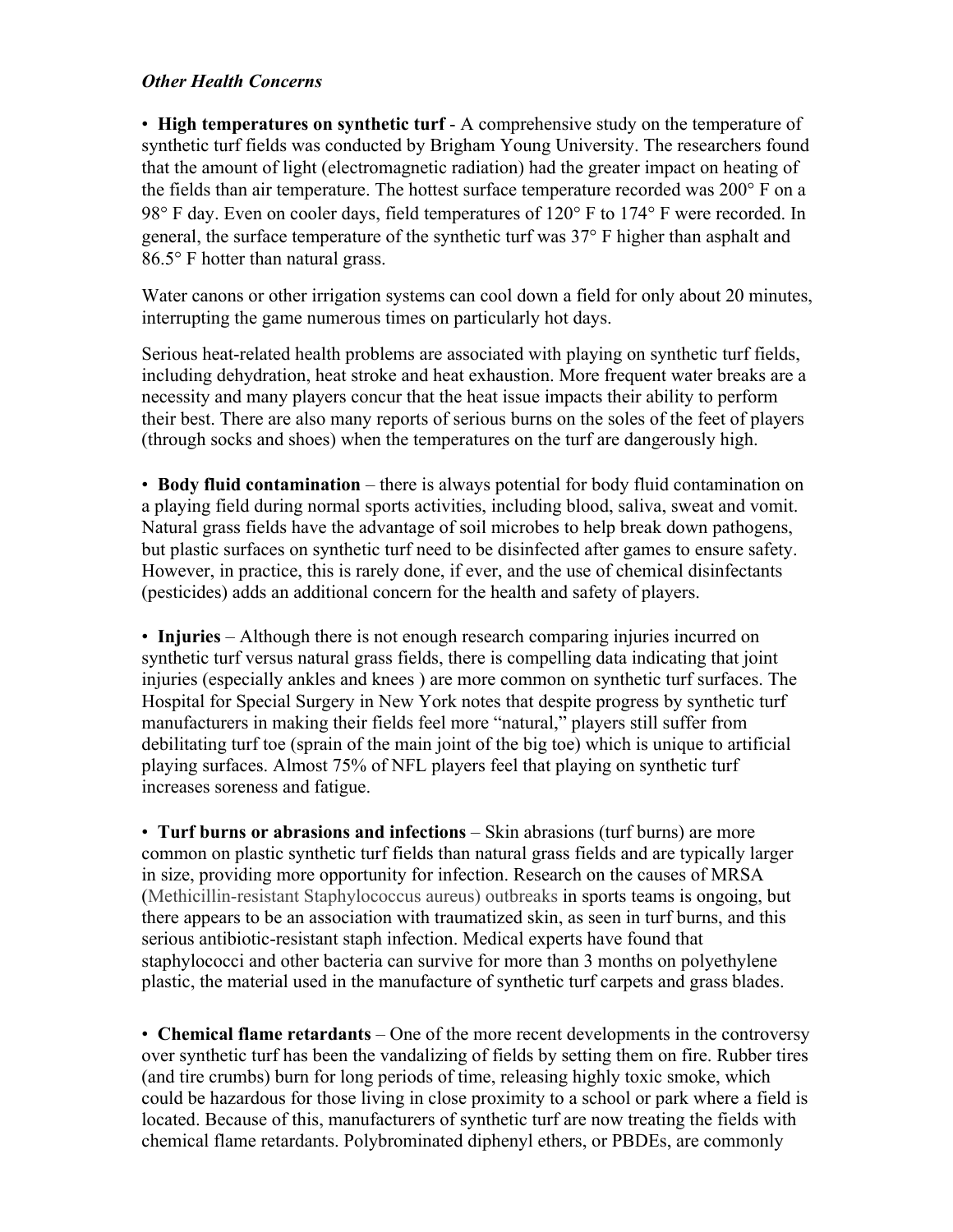***Other Health Concerns***

- **High temperatures on synthetic turf** - A comprehensive study on the temperature of synthetic turf fields was conducted by Brigham Young University. The researchers found that the amount of light (electromagnetic radiation) had the greater impact on heating of the fields than air temperature. The hottest surface temperature recorded was 200° F on a 98° F day. Even on cooler days, field temperatures of 120° F to 174° F were recorded. In general, the surface temperature of the synthetic turf was 37° F higher than asphalt and 86.5° F hotter than natural grass.

Water canons or other irrigation systems can cool down a field for only about 20 minutes, interrupting the game numerous times on particularly hot days.

Serious heat-related health problems are associated with playing on synthetic turf fields, including dehydration, heat stroke and heat exhaustion. More frequent water breaks are a necessity and many players concur that the heat issue impacts their ability to perform their best. There are also many reports of serious burns on the soles of the feet of players (through socks and shoes) when the temperatures on the turf are dangerously high.

- **Body fluid contamination** – there is always potential for body fluid contamination on a playing field during normal sports activities, including blood, saliva, sweat and vomit. Natural grass fields have the advantage of soil microbes to help break down pathogens, but plastic surfaces on synthetic turf need to be disinfected after games to ensure safety. However, in practice, this is rarely done, if ever, and the use of chemical disinfectants (pesticides) adds an additional concern for the health and safety of players.

- **Injuries** – Although there is not enough research comparing injuries incurred on synthetic turf versus natural grass fields, there is compelling data indicating that joint injuries (especially ankles and knees ) are more common on synthetic turf surfaces. The Hospital for Special Surgery in New York notes that despite progress by synthetic turf manufacturers in making their fields feel more "natural," players still suffer from debilitating turf toe (sprain of the main joint of the big toe) which is unique to artificial playing surfaces. Almost 75% of NFL players feel that playing on synthetic turf increases soreness and fatigue.

- **Turf burns or abrasions and infections** – Skin abrasions (turf burns) are more common on plastic synthetic turf fields than natural grass fields and are typically larger in size, providing more opportunity for infection. Research on the causes of MRSA (Methicillin-resistant Staphylococcus aureus) outbreaks in sports teams is ongoing, but there appears to be an association with traumatized skin, as seen in turf burns, and this serious antibiotic-resistant staph infection. Medical experts have found that staphylococci and other bacteria can survive for more than 3 months on polyethylene plastic, the material used in the manufacture of synthetic turf carpets and grass blades.

- **Chemical flame retardants** – One of the more recent developments in the controversy over synthetic turf has been the vandalizing of fields by setting them on fire. Rubber tires (and tire crumbs) burn for long periods of time, releasing highly toxic smoke, which could be hazardous for those living in close proximity to a school or park where a field is located. Because of this, manufacturers of synthetic turf are now treating the fields with chemical flame retardants. Polybrominated diphenyl ethers, or PBDEs, are commonly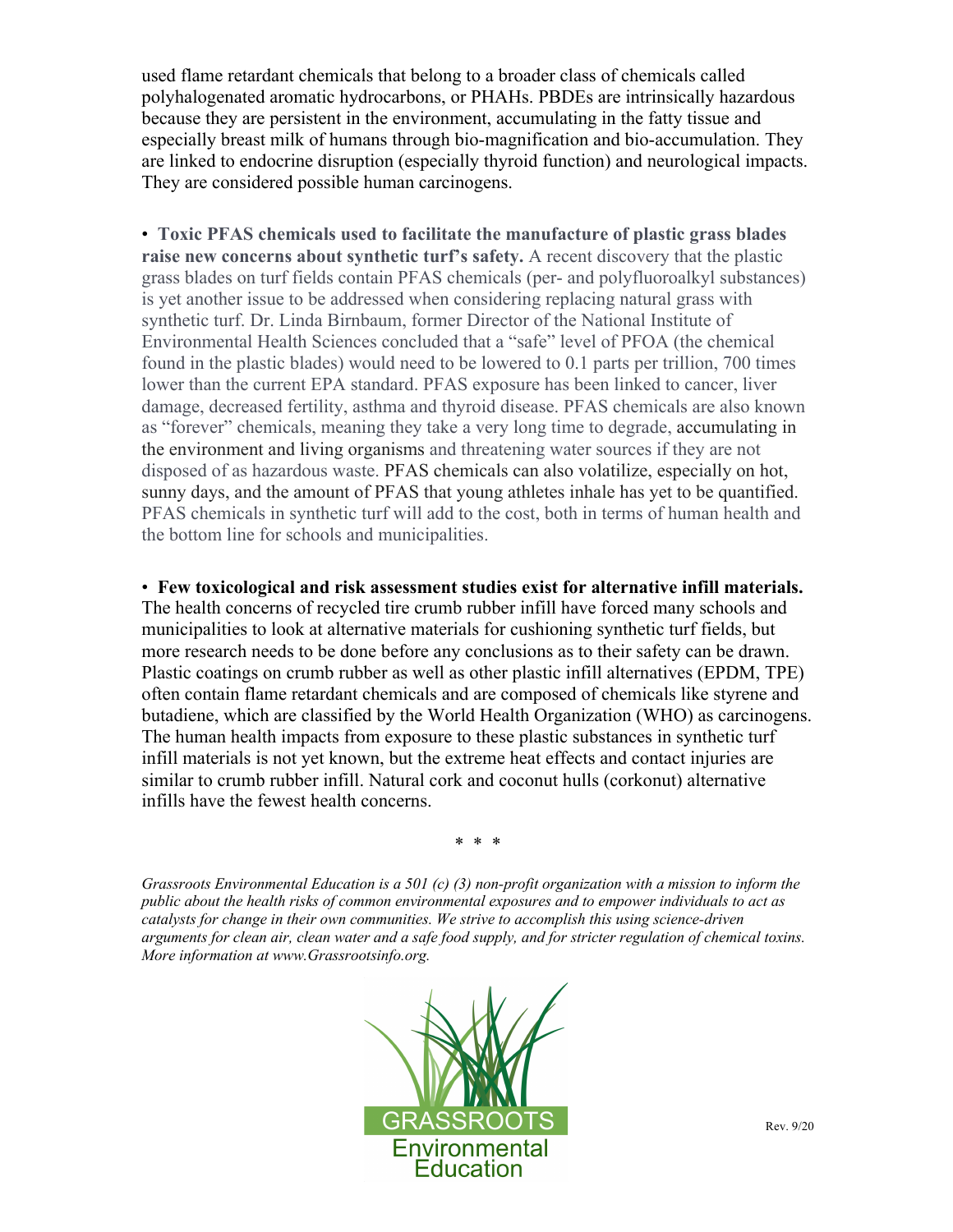used flame retardant chemicals that belong to a broader class of chemicals called polyhalogenated aromatic hydrocarbons, or PHAHs. PBDEs are intrinsically hazardous because they are persistent in the environment, accumulating in the fatty tissue and especially breast milk of humans through bio-magnification and bio-accumulation. They are linked to endocrine disruption (especially thyroid function) and neurological impacts. They are considered possible human carcinogens.

- **Toxic PFAS chemicals used to facilitate the manufacture of plastic grass blades raise new concerns about synthetic turf's safety.** A recent discovery that the plastic grass blades on turf fields contain PFAS chemicals (per- and polyfluoroalkyl substances) is yet another issue to be addressed when considering replacing natural grass with synthetic turf. Dr. Linda Birnbaum, former Director of the National Institute of Environmental Health Sciences concluded that a "safe" level of PFOA (the chemical found in the plastic blades) would need to be lowered to 0.1 parts per trillion, 700 times lower than the current EPA standard. PFAS exposure has been linked to cancer, liver damage, decreased fertility, asthma and thyroid disease. PFAS chemicals are also known as "forever" chemicals, meaning they take a very long time to degrade, accumulating in the environment and living organisms and threatening water sources if they are not disposed of as hazardous waste. PFAS chemicals can also volatilize, especially on hot, sunny days, and the amount of PFAS that young athletes inhale has yet to be quantified. PFAS chemicals in synthetic turf will add to the cost, both in terms of human health and the bottom line for schools and municipalities.

- **Few toxicological and risk assessment studies exist for alternative infill materials.** The health concerns of recycled tire crumb rubber infill have forced many schools and municipalities to look at alternative materials for cushioning synthetic turf fields, but more research needs to be done before any conclusions as to their safety can be drawn. Plastic coatings on crumb rubber as well as other plastic infill alternatives (EPDM, TPE) often contain flame retardant chemicals and are composed of chemicals like styrene and butadiene, which are classified by the World Health Organization (WHO) as carcinogens. The human health impacts from exposure to these plastic substances in synthetic turf infill materials is not yet known, but the extreme heat effects and contact injuries are similar to crumb rubber infill. Natural cork and coconut hulls (corkonut) alternative infills have the fewest health concerns.

\* \* \*

*Grassroots Environmental Education is a 501 (c) (3) non-profit organization with a mission to inform the public about the health risks of common environmental exposures and to empower individuals to act as catalysts for change in their own communities. We strive to accomplish this using science-driven arguments for clean air, clean water and a safe food supply, and for stricter regulation of chemical toxins. More information at www.Grassrootsinfo.org.*

GRASSROOTS Environmental Education

Rev. 9/20